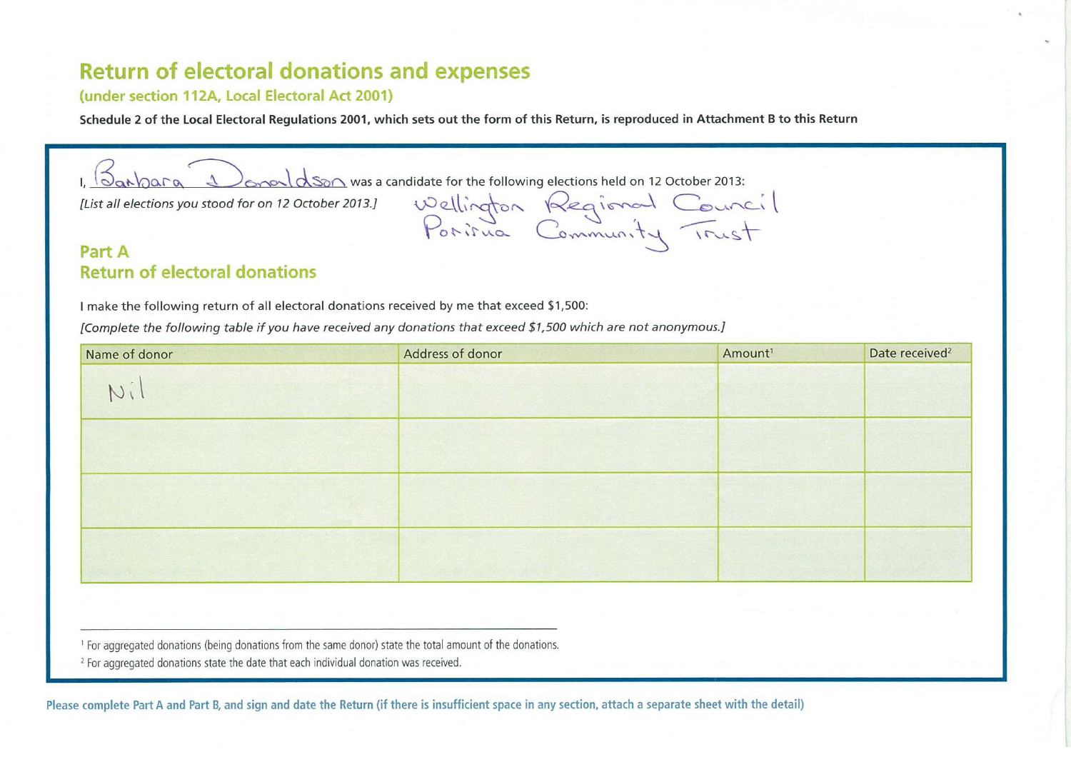# Return of electoral donations and expenses

**(under section 112A, Local Electoral Act 2001)**

**Schedule 2 of the Local Electoral Regulations 2001, which sets out the form of this Return, is reproduced in Attachment B to this Return**

I, Barbara Donaldson was a candidate for the following elections held on 12 October 2013:

*[List all elections you stood for on 12 October 2013.]*

Wellington Regional Council
Porirua Community Trust

## Part A
## Return of electoral donations

I make the following return of all electoral donations received by me that exceed $1,500:

*[Complete the following table if you have received any donations that exceed $1,500 which are not anonymous.]*

| Name of donor | Address of donor | Amount[1] | Date received[2] |
|---|---|---|---|
| Nil | | | |
| | | | |
| | | | |
| | | | |

[1] For aggregated donations (being donations from the same donor) state the total amount of the donations.

[2] For aggregated donations state the date that each individual donation was received.

**Please complete Part A and Part B, and sign and date the Return (if there is insufficient space in any section, attach a separate sheet with the detail)**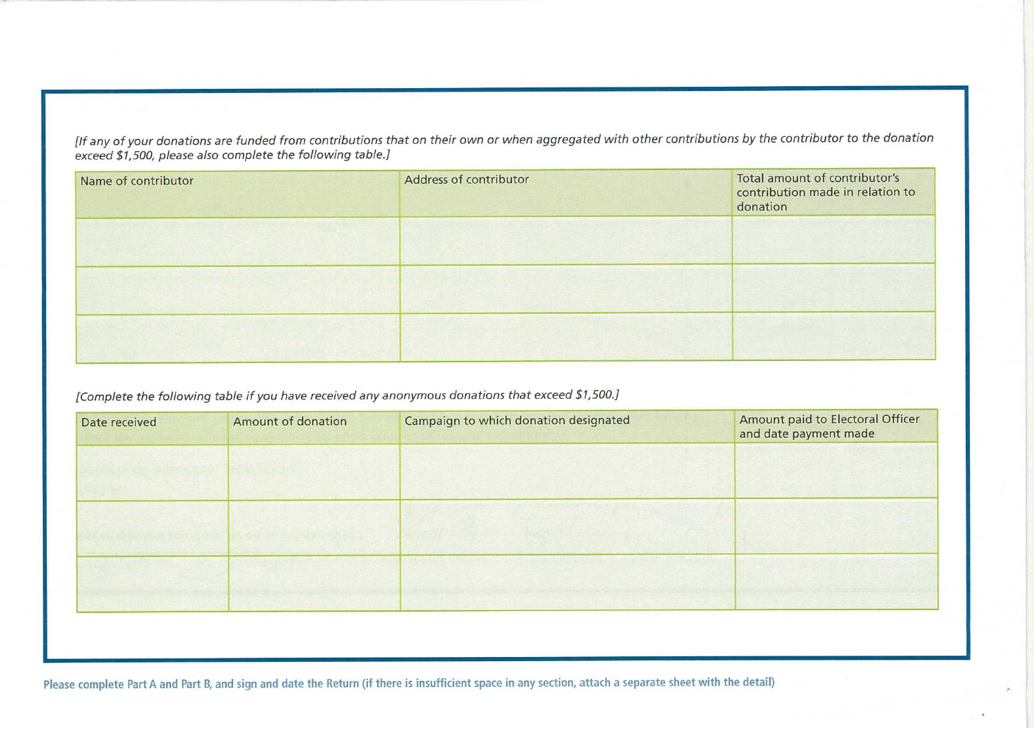*[If any of your donations are funded from contributions that on their own or when aggregated with other contributions by the contributor to the donation exceed $1,500, please also complete the following table.]*

| Name of contributor | Address of contributor | Total amount of contributor's contribution made in relation to donation |
| --- | --- | --- |
| | | |
| | | |
| | | |

*[Complete the following table if you have received any anonymous donations that exceed $1,500.]*

| Date received | Amount of donation | Campaign to which donation designated | Amount paid to Electoral Officer and date payment made |
| --- | --- | --- | --- |
| | | | |
| | | | |
| | | | |

**Please complete Part A and Part B, and sign and date the Return (if there is insufficient space in any section, attach a separate sheet with the detail)**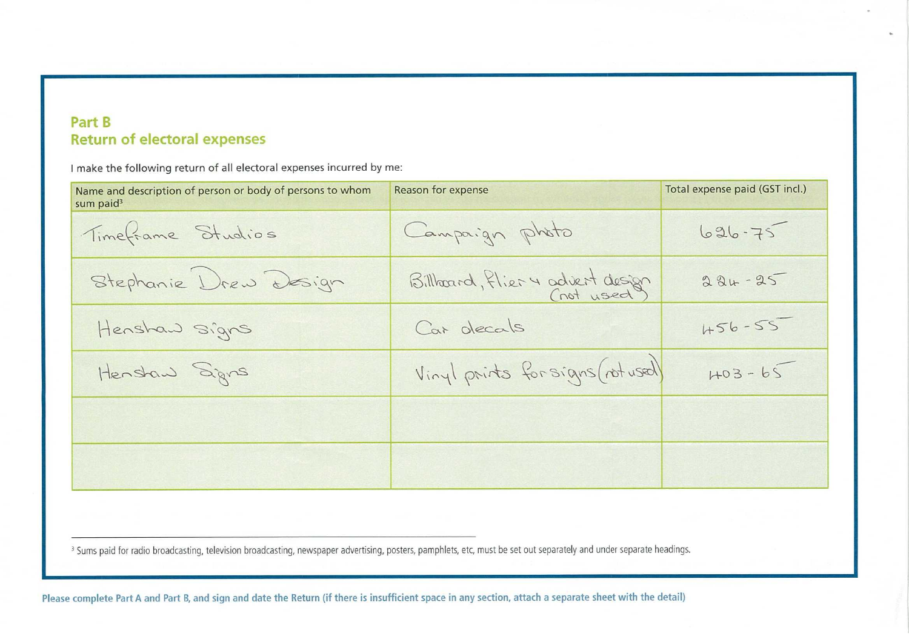## Part B
## Return of electoral expenses

I make the following return of all electoral expenses incurred by me:

| Name and description of person or body of persons to whom sum paid[3] | Reason for expense | Total expense paid (GST incl.) |
|---|---|---|
| Timeframe Studios | Campaign photo | 626-75 |
| Stephanie Drew Design | Billboard, flier & advert design (not used) | 224-25 |
| Henshaw Signs | Car decals | 456-55 |
| Henshaw Signs | Vinyl prints for signs (not used) | 403-65 |
| | | |
| | | |

[3] Sums paid for radio broadcasting, television broadcasting, newspaper advertising, posters, pamphlets, etc, must be set out separately and under separate headings.

**Please complete Part A and Part B, and sign and date the Return (if there is insufficient space in any section, attach a separate sheet with the detail)**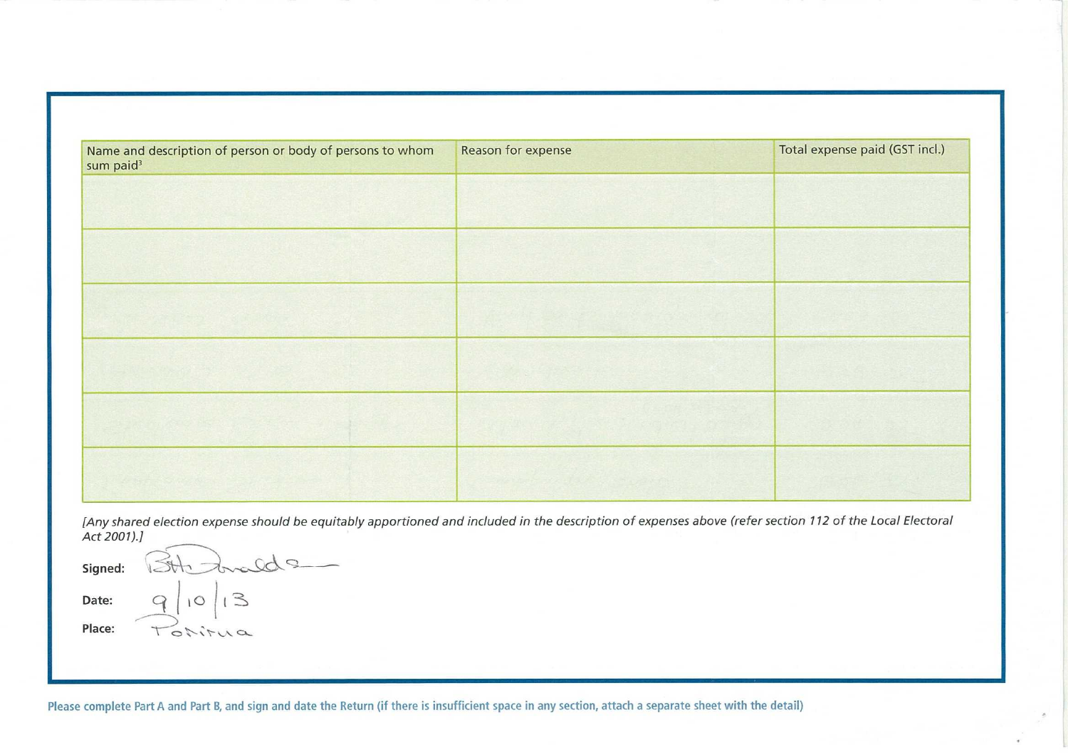| Name and description of person or body of persons to whom sum paid[3] | Reason for expense | Total expense paid (GST incl.) |
|---|---|---|
| | | |
| | | |
| | | |
| | | |
| | | |
| | | |

*[Any shared election expense should be equitably apportioned and included in the description of expenses above (refer section 112 of the Local Electoral Act 2001).]*

**Signed:** [signature]

**Date:** 9/10/13

**Place:** Porirua

Please complete Part A and Part B, and sign and date the Return (if there is insufficient space in any section, attach a separate sheet with the detail)